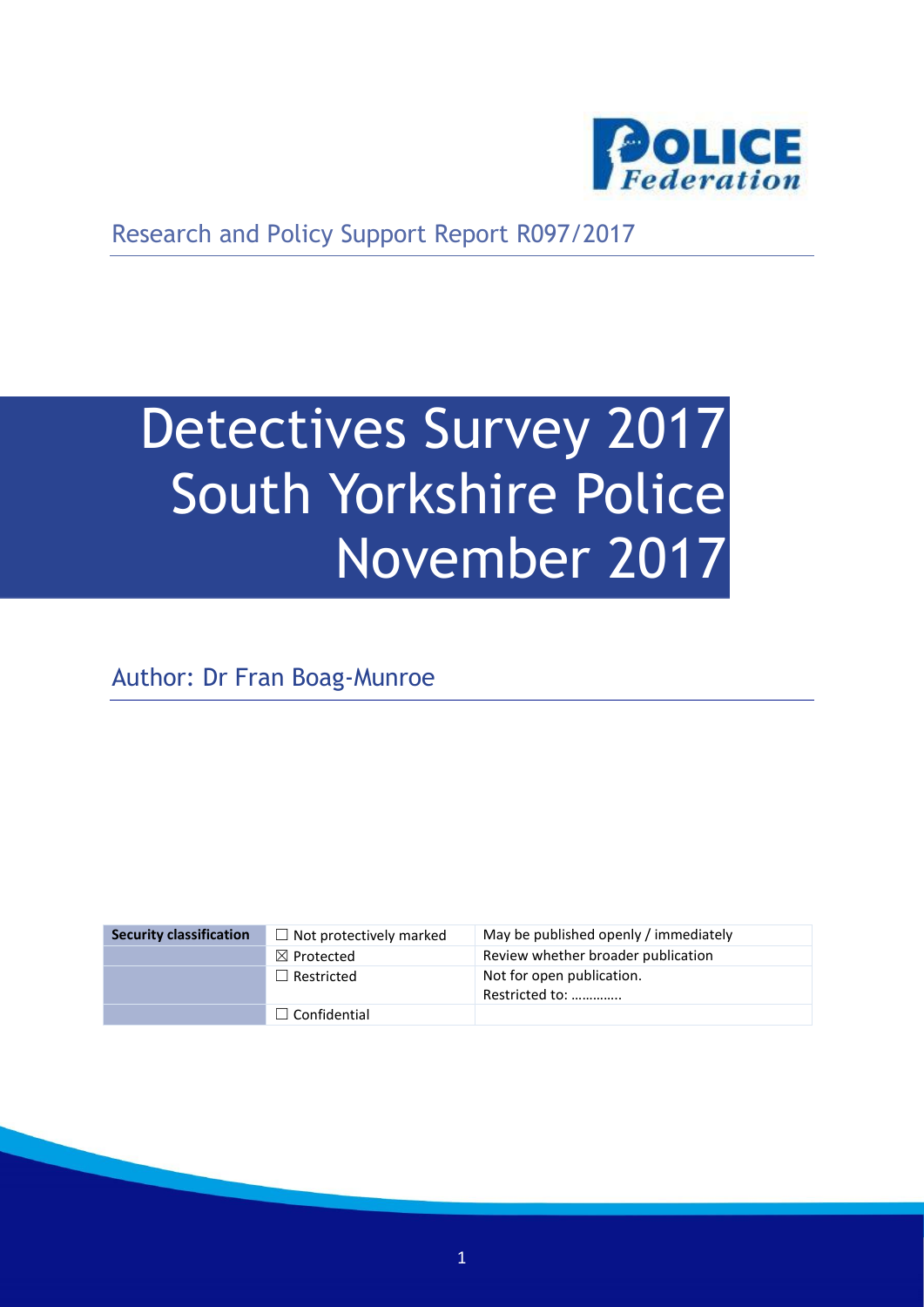Research and Policy Support Report R097/2017

# Detectives Survey 2017 South Yorkshire Police November 2017

Author: Dr Fran Boag-Munroe

| Security classification | ☐ Not protectively marked | May be published openly / immediately |
|---|---|---|
| | ☒ Protected | Review whether broader publication |
| | ☐ Restricted | Not for open publication. Restricted to: ………….. |
| | ☐ Confidential | |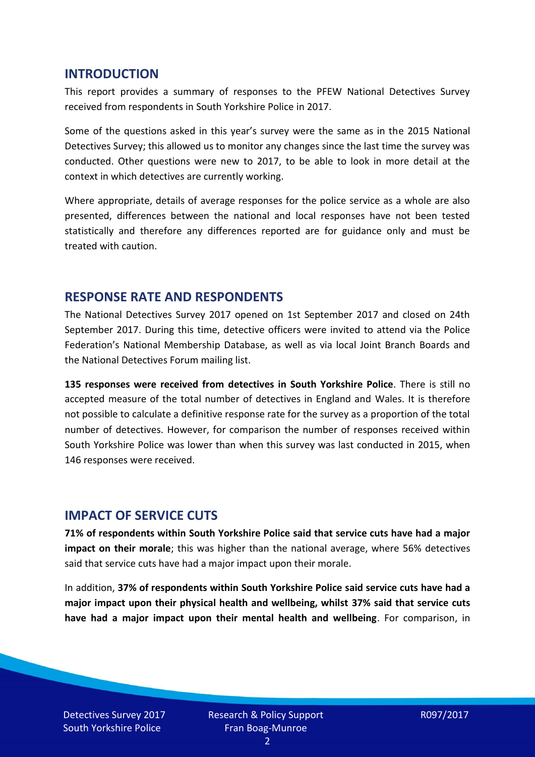## INTRODUCTION

This report provides a summary of responses to the PFEW National Detectives Survey received from respondents in South Yorkshire Police in 2017.

Some of the questions asked in this year's survey were the same as in the 2015 National Detectives Survey; this allowed us to monitor any changes since the last time the survey was conducted. Other questions were new to 2017, to be able to look in more detail at the context in which detectives are currently working.

Where appropriate, details of average responses for the police service as a whole are also presented, differences between the national and local responses have not been tested statistically and therefore any differences reported are for guidance only and must be treated with caution.

## RESPONSE RATE AND RESPONDENTS

The National Detectives Survey 2017 opened on 1st September 2017 and closed on 24th September 2017. During this time, detective officers were invited to attend via the Police Federation's National Membership Database, as well as via local Joint Branch Boards and the National Detectives Forum mailing list.

**135 responses were received from detectives in South Yorkshire Police**. There is still no accepted measure of the total number of detectives in England and Wales. It is therefore not possible to calculate a definitive response rate for the survey as a proportion of the total number of detectives. However, for comparison the number of responses received within South Yorkshire Police was lower than when this survey was last conducted in 2015, when 146 responses were received.

## IMPACT OF SERVICE CUTS

**71% of respondents within South Yorkshire Police said that service cuts have had a major impact on their morale**; this was higher than the national average, where 56% detectives said that service cuts have had a major impact upon their morale.

In addition, **37% of respondents within South Yorkshire Police said service cuts have had a major impact upon their physical health and wellbeing, whilst 37% said that service cuts have had a major impact upon their mental health and wellbeing**. For comparison, in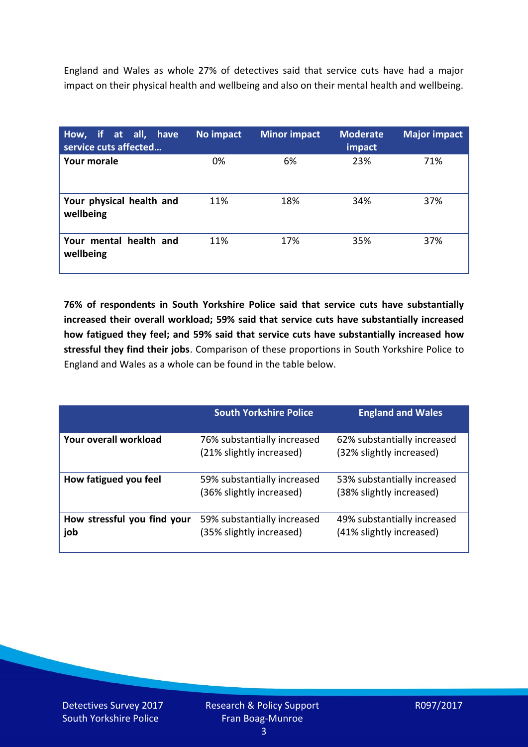England and Wales as whole 27% of detectives said that service cuts have had a major impact on their physical health and wellbeing and also on their mental health and wellbeing.

| How, if at all, have service cuts affected… | No impact | Minor impact | Moderate impact | Major impact |
|---|---|---|---|---|
| **Your morale** | 0% | 6% | 23% | 71% |
| **Your physical health and wellbeing** | 11% | 18% | 34% | 37% |
| **Your mental health and wellbeing** | 11% | 17% | 35% | 37% |

**76% of respondents in South Yorkshire Police said that service cuts have substantially increased their overall workload; 59% said that service cuts have substantially increased how fatigued they feel; and 59% said that service cuts have substantially increased how stressful they find their jobs**. Comparison of these proportions in South Yorkshire Police to England and Wales as a whole can be found in the table below.

| | South Yorkshire Police | England and Wales |
|---|---|---|
| **Your overall workload** | 76% substantially increased (21% slightly increased) | 62% substantially increased (32% slightly increased) |
| **How fatigued you feel** | 59% substantially increased (36% slightly increased) | 53% substantially increased (38% slightly increased) |
| **How stressful you find your job** | 59% substantially increased (35% slightly increased) | 49% substantially increased (41% slightly increased) |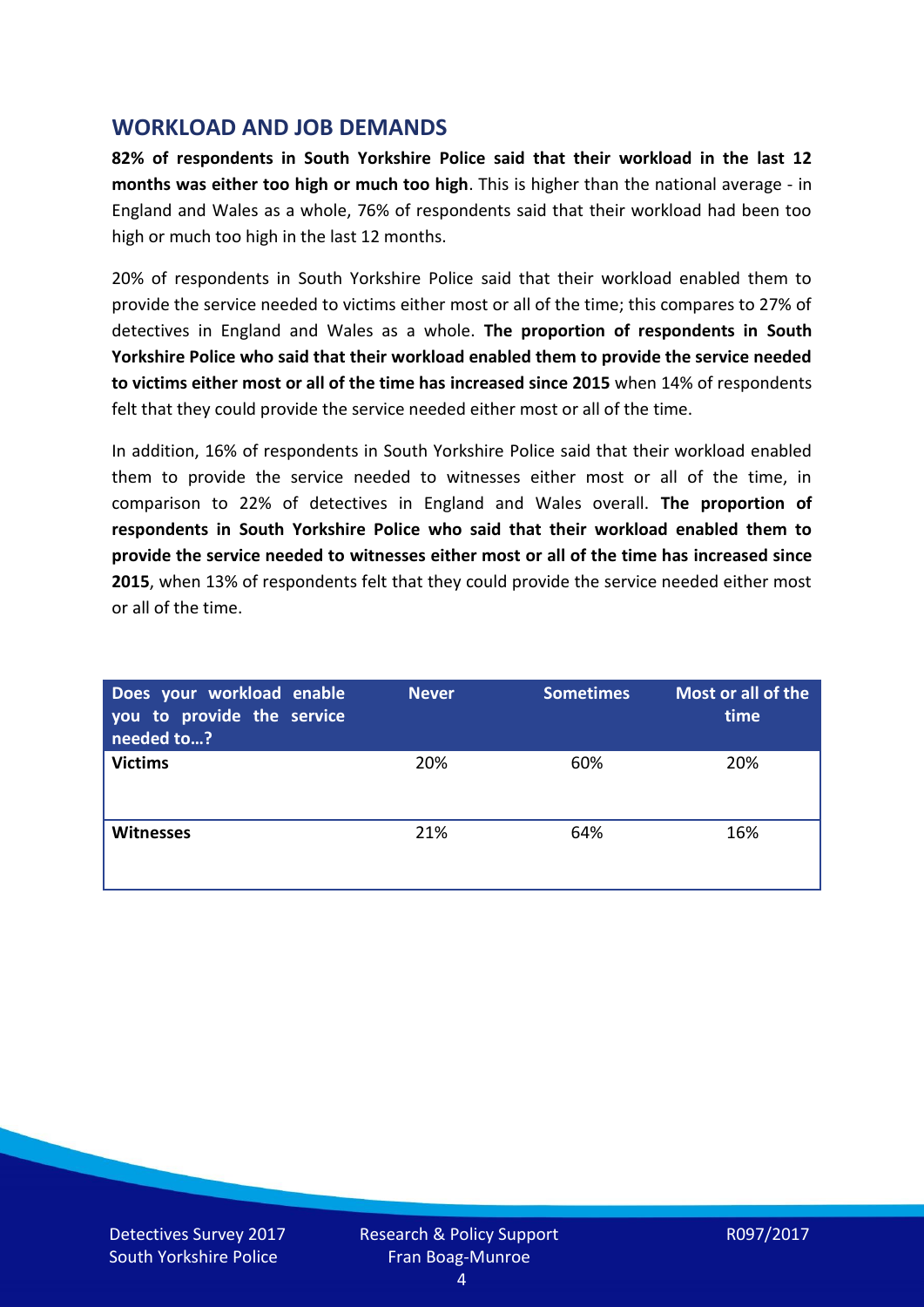## WORKLOAD AND JOB DEMANDS

**82% of respondents in South Yorkshire Police said that their workload in the last 12 months was either too high or much too high**. This is higher than the national average - in England and Wales as a whole, 76% of respondents said that their workload had been too high or much too high in the last 12 months.

20% of respondents in South Yorkshire Police said that their workload enabled them to provide the service needed to victims either most or all of the time; this compares to 27% of detectives in England and Wales as a whole. **The proportion of respondents in South Yorkshire Police who said that their workload enabled them to provide the service needed to victims either most or all of the time has increased since 2015** when 14% of respondents felt that they could provide the service needed either most or all of the time.

In addition, 16% of respondents in South Yorkshire Police said that their workload enabled them to provide the service needed to witnesses either most or all of the time, in comparison to 22% of detectives in England and Wales overall. **The proportion of respondents in South Yorkshire Police who said that their workload enabled them to provide the service needed to witnesses either most or all of the time has increased since 2015**, when 13% of respondents felt that they could provide the service needed either most or all of the time.

| Does your workload enable you to provide the service needed to…? | Never | Sometimes | Most or all of the time |
|---|---|---|---|
| **Victims** | 20% | 60% | 20% |
| **Witnesses** | 21% | 64% | 16% |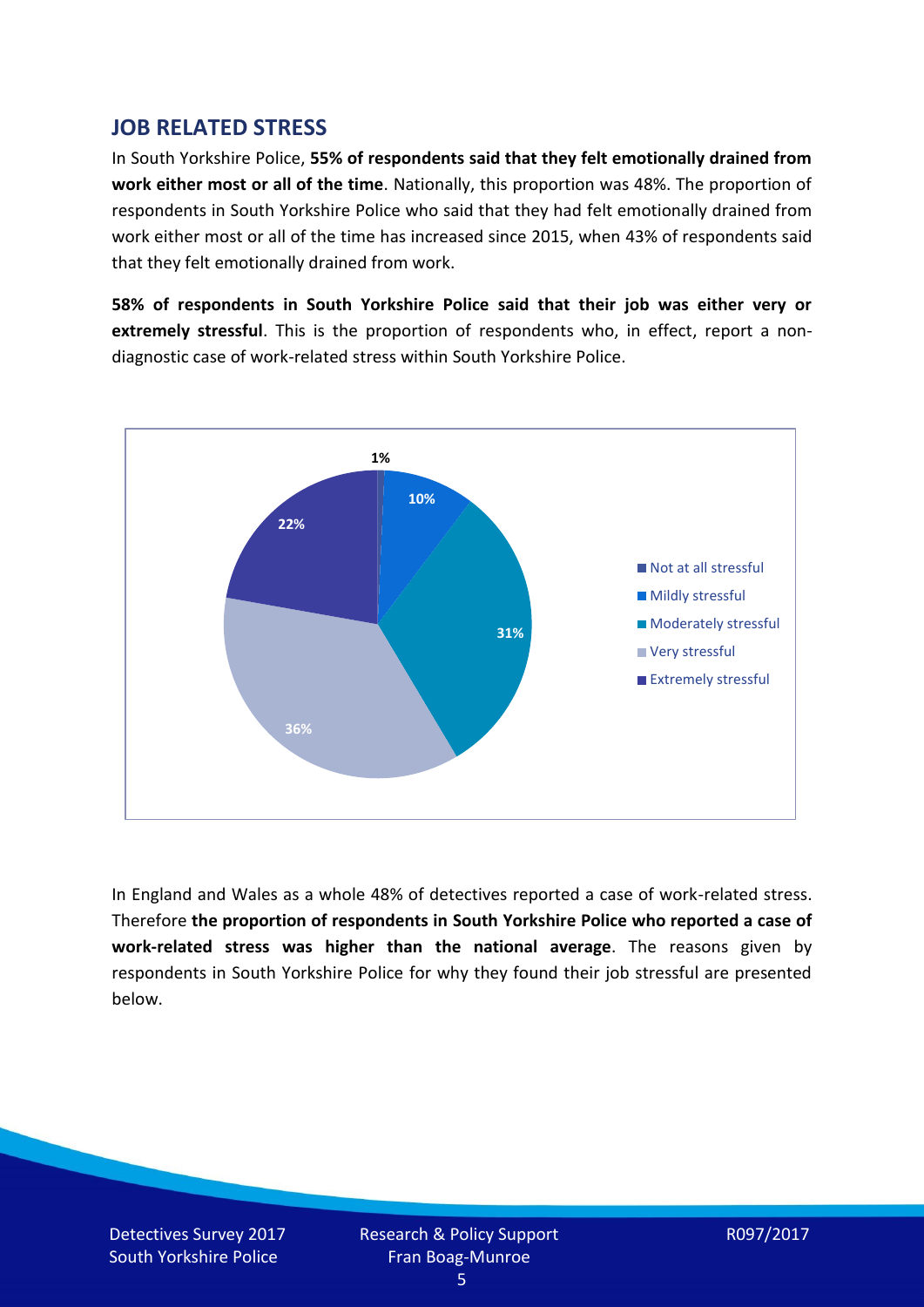## JOB RELATED STRESS

In South Yorkshire Police, **55% of respondents said that they felt emotionally drained from work either most or all of the time**. Nationally, this proportion was 48%. The proportion of respondents in South Yorkshire Police who said that they had felt emotionally drained from work either most or all of the time has increased since 2015, when 43% of respondents said that they felt emotionally drained from work.

**58% of respondents in South Yorkshire Police said that their job was either very or extremely stressful**. This is the proportion of respondents who, in effect, report a non-diagnostic case of work-related stress within South Yorkshire Police.

| Response | Percentage |
|---|---|
| Not at all stressful | 1% |
| Mildly stressful | 10% |
| Moderately stressful | 31% |
| Very stressful | 36% |
| Extremely stressful | 22% |

In England and Wales as a whole 48% of detectives reported a case of work-related stress. Therefore **the proportion of respondents in South Yorkshire Police who reported a case of work-related stress was higher than the national average**. The reasons given by respondents in South Yorkshire Police for why they found their job stressful are presented below.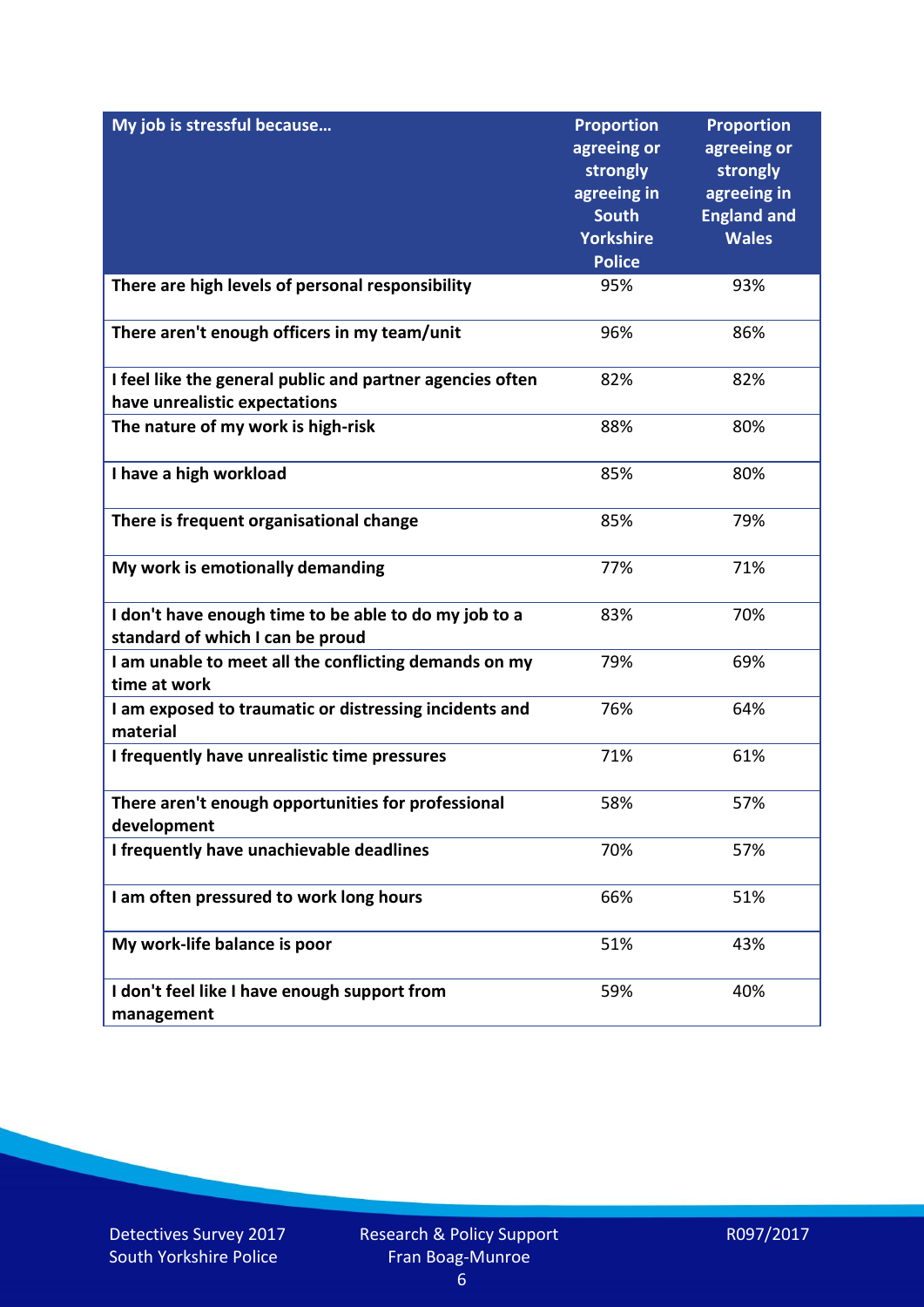| My job is stressful because… | Proportion agreeing or strongly agreeing in South Yorkshire Police | Proportion agreeing or strongly agreeing in England and Wales |
|---|---|---|
| There are high levels of personal responsibility | 95% | 93% |
| There aren't enough officers in my team/unit | 96% | 86% |
| I feel like the general public and partner agencies often have unrealistic expectations | 82% | 82% |
| The nature of my work is high-risk | 88% | 80% |
| I have a high workload | 85% | 80% |
| There is frequent organisational change | 85% | 79% |
| My work is emotionally demanding | 77% | 71% |
| I don't have enough time to be able to do my job to a standard of which I can be proud | 83% | 70% |
| I am unable to meet all the conflicting demands on my time at work | 79% | 69% |
| I am exposed to traumatic or distressing incidents and material | 76% | 64% |
| I frequently have unrealistic time pressures | 71% | 61% |
| There aren't enough opportunities for professional development | 58% | 57% |
| I frequently have unachievable deadlines | 70% | 57% |
| I am often pressured to work long hours | 66% | 51% |
| My work-life balance is poor | 51% | 43% |
| I don't feel like I have enough support from management | 59% | 40% |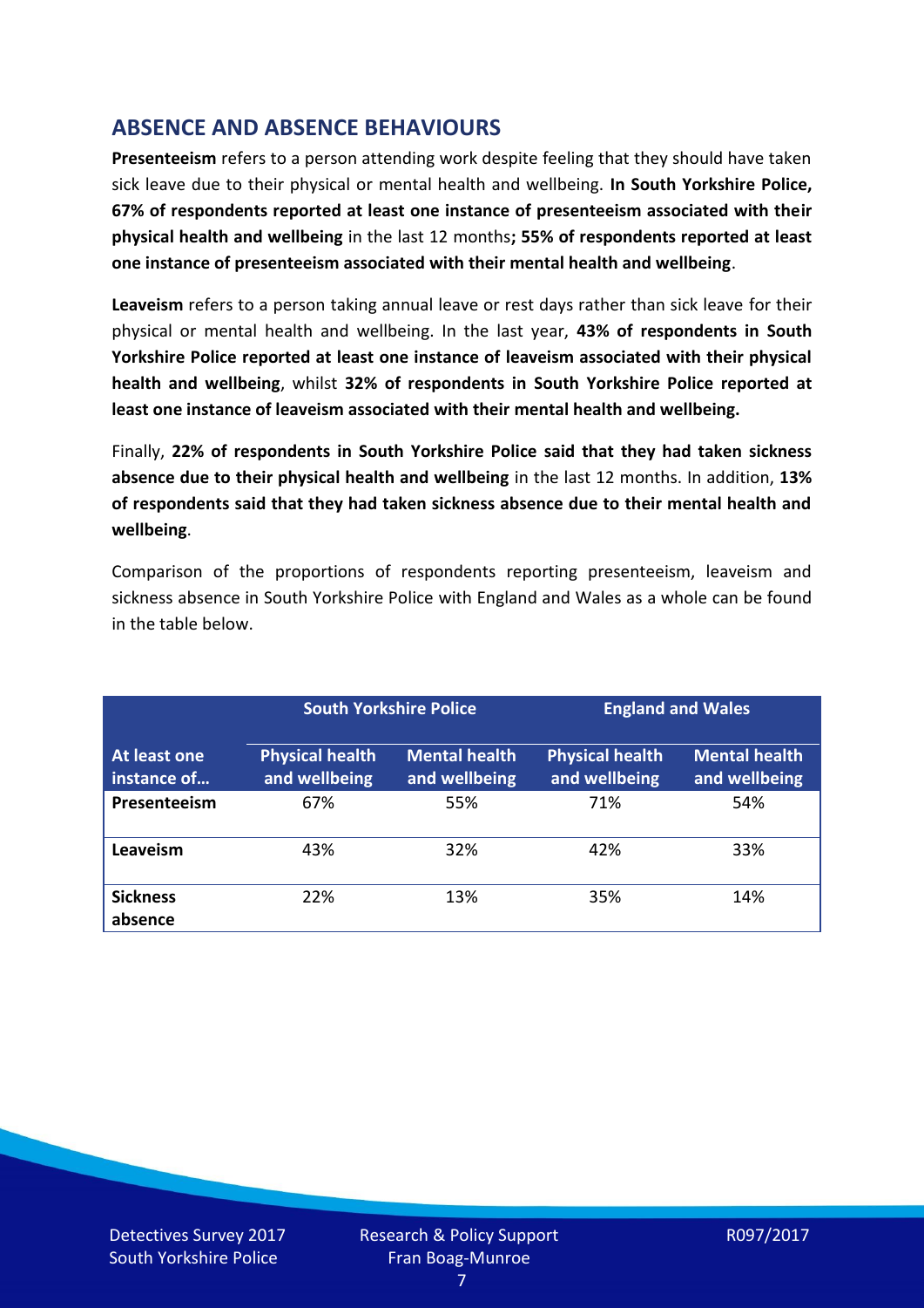## ABSENCE AND ABSENCE BEHAVIOURS

**Presenteeism** refers to a person attending work despite feeling that they should have taken sick leave due to their physical or mental health and wellbeing. **In South Yorkshire Police, 67% of respondents reported at least one instance of presenteeism associated with their physical health and wellbeing** in the last 12 months**; 55% of respondents reported at least one instance of presenteeism associated with their mental health and wellbeing**.

**Leaveism** refers to a person taking annual leave or rest days rather than sick leave for their physical or mental health and wellbeing. In the last year, **43% of respondents in South Yorkshire Police reported at least one instance of leaveism associated with their physical health and wellbeing**, whilst **32% of respondents in South Yorkshire Police reported at least one instance of leaveism associated with their mental health and wellbeing.**

Finally, **22% of respondents in South Yorkshire Police said that they had taken sickness absence due to their physical health and wellbeing** in the last 12 months. In addition, **13% of respondents said that they had taken sickness absence due to their mental health and wellbeing**.

Comparison of the proportions of respondents reporting presenteeism, leaveism and sickness absence in South Yorkshire Police with England and Wales as a whole can be found in the table below.

| | South Yorkshire Police | | England and Wales | |
|---|---|---|---|---|
| **At least one instance of…** | **Physical health and wellbeing** | **Mental health and wellbeing** | **Physical health and wellbeing** | **Mental health and wellbeing** |
| **Presenteeism** | 67% | 55% | 71% | 54% |
| **Leaveism** | 43% | 32% | 42% | 33% |
| **Sickness absence** | 22% | 13% | 35% | 14% |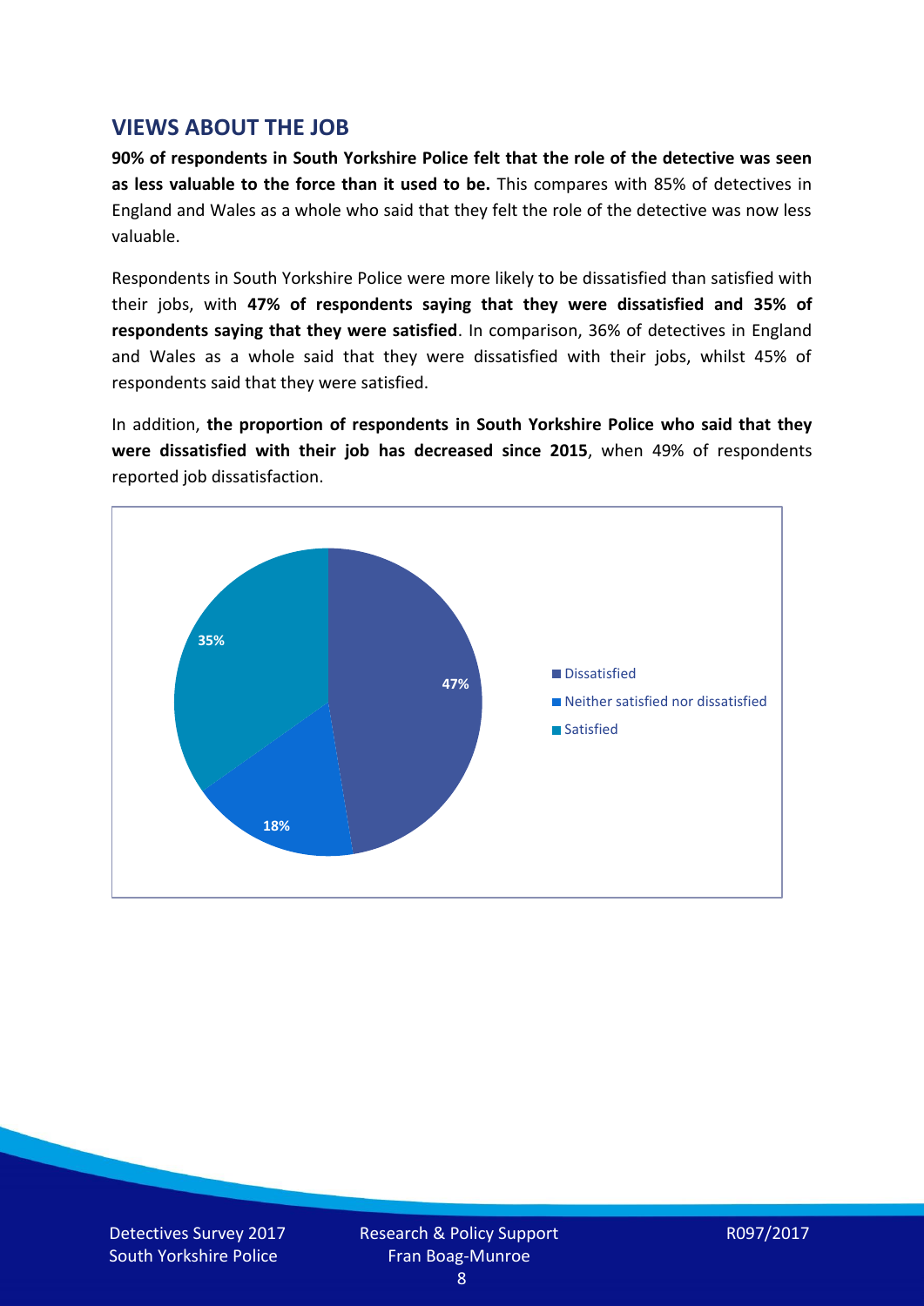## VIEWS ABOUT THE JOB

**90% of respondents in South Yorkshire Police felt that the role of the detective was seen as less valuable to the force than it used to be.** This compares with 85% of detectives in England and Wales as a whole who said that they felt the role of the detective was now less valuable.

Respondents in South Yorkshire Police were more likely to be dissatisfied than satisfied with their jobs, with **47% of respondents saying that they were dissatisfied and 35% of respondents saying that they were satisfied**. In comparison, 36% of detectives in England and Wales as a whole said that they were dissatisfied with their jobs, whilst 45% of respondents said that they were satisfied.

In addition, **the proportion of respondents in South Yorkshire Police who said that they were dissatisfied with their job has decreased since 2015**, when 49% of respondents reported job dissatisfaction.

| Response | % |
| --- | --- |
| Dissatisfied | 47% |
| Neither satisfied nor dissatisfied | 18% |
| Satisfied | 35% |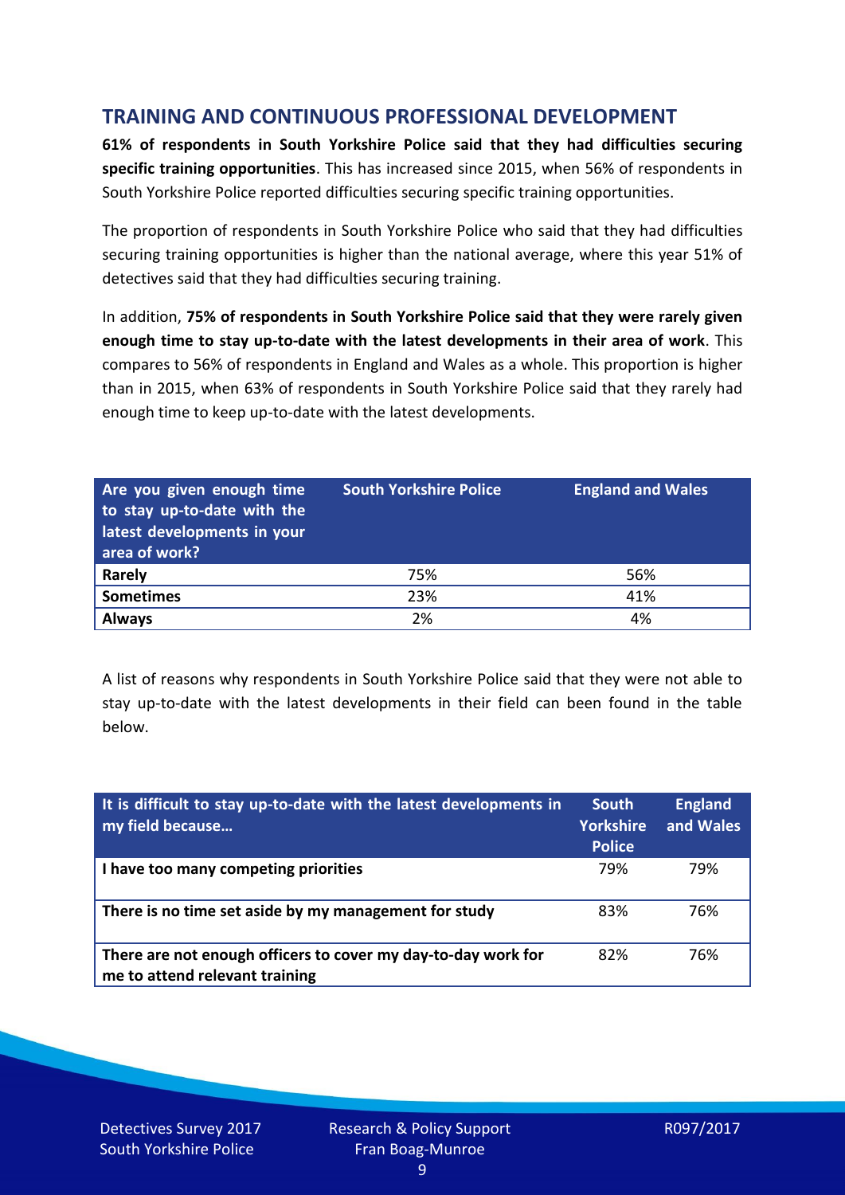## TRAINING AND CONTINUOUS PROFESSIONAL DEVELOPMENT

**61% of respondents in South Yorkshire Police said that they had difficulties securing specific training opportunities**. This has increased since 2015, when 56% of respondents in South Yorkshire Police reported difficulties securing specific training opportunities.

The proportion of respondents in South Yorkshire Police who said that they had difficulties securing training opportunities is higher than the national average, where this year 51% of detectives said that they had difficulties securing training.

In addition, **75% of respondents in South Yorkshire Police said that they were rarely given enough time to stay up-to-date with the latest developments in their area of work**. This compares to 56% of respondents in England and Wales as a whole. This proportion is higher than in 2015, when 63% of respondents in South Yorkshire Police said that they rarely had enough time to keep up-to-date with the latest developments.

| Are you given enough time to stay up-to-date with the latest developments in your area of work? | South Yorkshire Police | England and Wales |
|---|---|---|
| **Rarely** | 75% | 56% |
| **Sometimes** | 23% | 41% |
| **Always** | 2% | 4% |

A list of reasons why respondents in South Yorkshire Police said that they were not able to stay up-to-date with the latest developments in their field can been found in the table below.

| It is difficult to stay up-to-date with the latest developments in my field because… | South Yorkshire Police | England and Wales |
|---|---|---|
| **I have too many competing priorities** | 79% | 79% |
| **There is no time set aside by my management for study** | 83% | 76% |
| **There are not enough officers to cover my day-to-day work for me to attend relevant training** | 82% | 76% |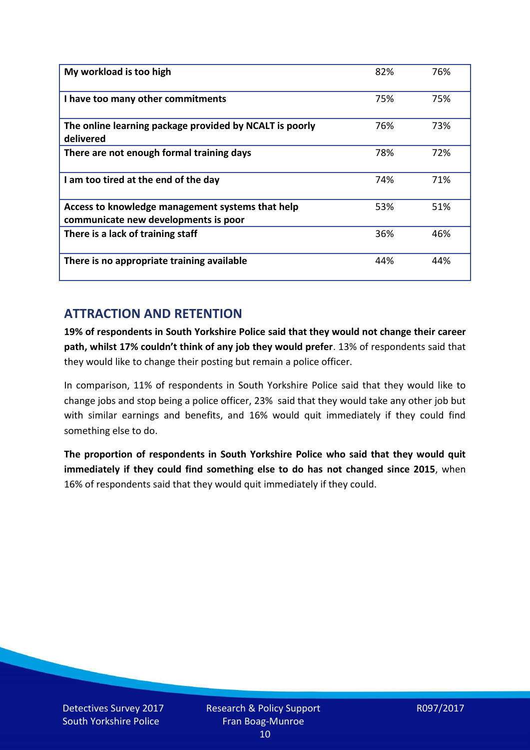| | | |
|---|---|---|
| **My workload is too high** | 82% | 76% |
| **I have too many other commitments** | 75% | 75% |
| **The online learning package provided by NCALT is poorly delivered** | 76% | 73% |
| **There are not enough formal training days** | 78% | 72% |
| **I am too tired at the end of the day** | 74% | 71% |
| **Access to knowledge management systems that help communicate new developments is poor** | 53% | 51% |
| **There is a lack of training staff** | 36% | 46% |
| **There is no appropriate training available** | 44% | 44% |

## ATTRACTION AND RETENTION

**19% of respondents in South Yorkshire Police said that they would not change their career path, whilst 17% couldn't think of any job they would prefer**. 13% of respondents said that they would like to change their posting but remain a police officer.

In comparison, 11% of respondents in South Yorkshire Police said that they would like to change jobs and stop being a police officer, 23% said that they would take any other job but with similar earnings and benefits, and 16% would quit immediately if they could find something else to do.

**The proportion of respondents in South Yorkshire Police who said that they would quit immediately if they could find something else to do has not changed since 2015**, when 16% of respondents said that they would quit immediately if they could.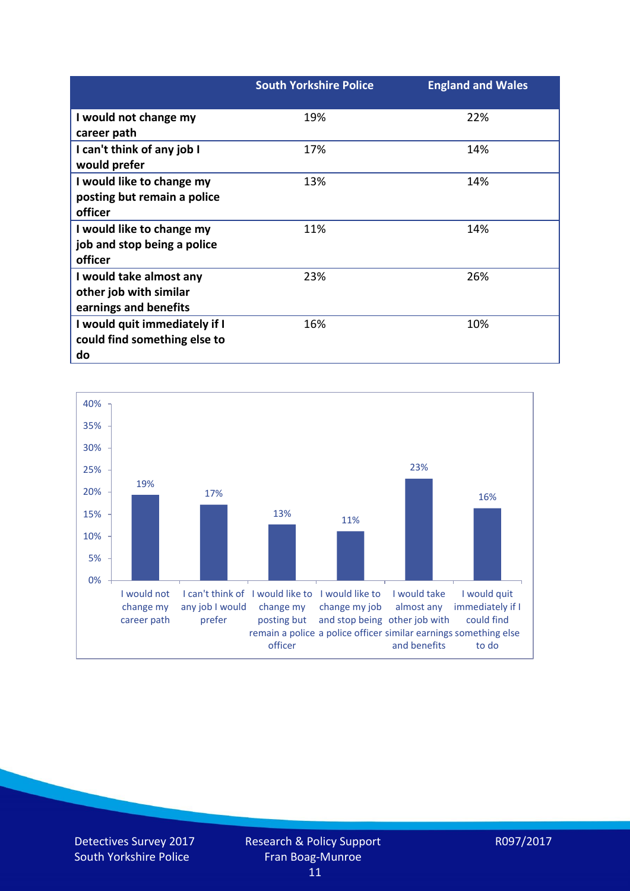| | South Yorkshire Police | England and Wales |
|---|---|---|
| **I would not change my career path** | 19% | 22% |
| **I can't think of any job I would prefer** | 17% | 14% |
| **I would like to change my posting but remain a police officer** | 13% | 14% |
| **I would like to change my job and stop being a police officer** | 11% | 14% |
| **I would take almost any other job with similar earnings and benefits** | 23% | 26% |
| **I would quit immediately if I could find something else to do** | 16% | 10% |

| Response | Percentage |
|---|---|
| I would not change my career path | 19% |
| I can't think of any job I would prefer | 17% |
| I would like to change my posting but remain a police officer | 13% |
| I would like to change my job and stop being a police officer | 11% |
| I would take almost any other job with similar earnings and benefits | 23% |
| I would quit immediately if I could find something else to do | 16% |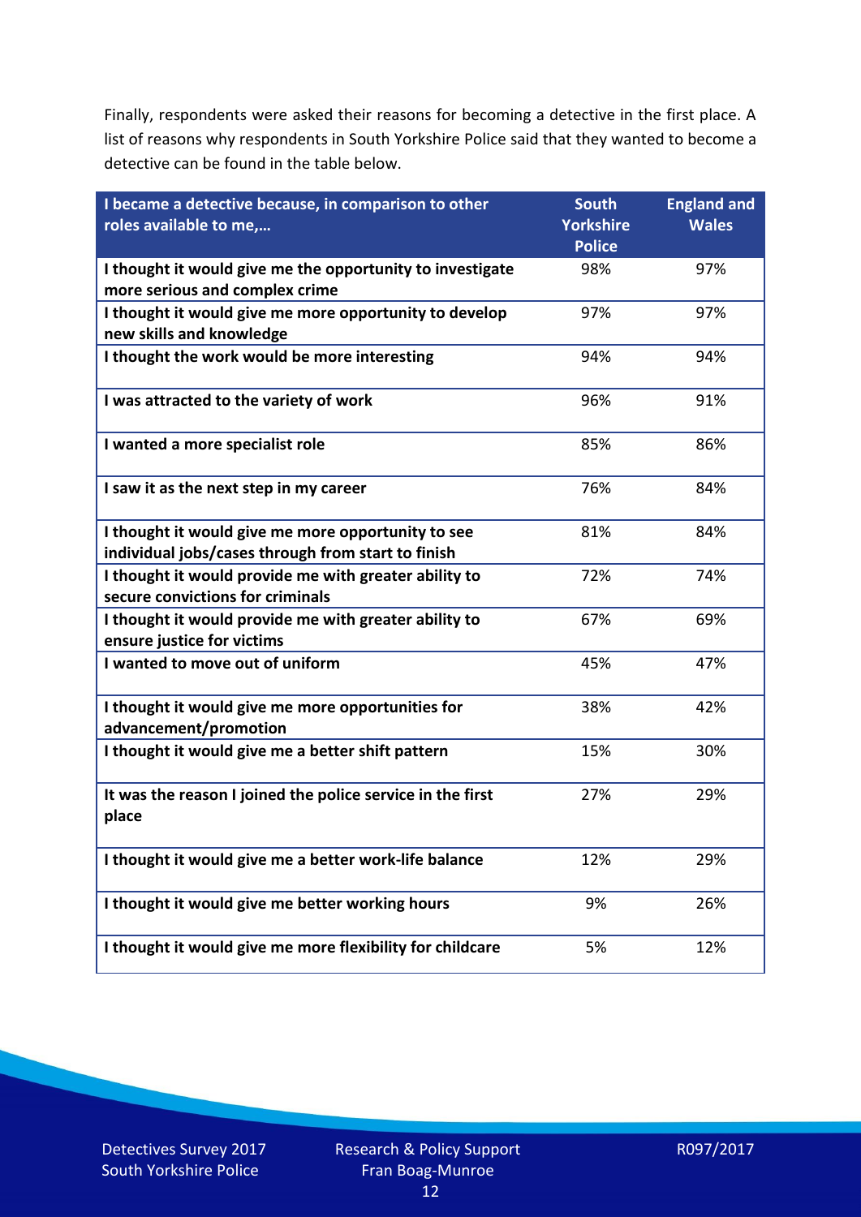Finally, respondents were asked their reasons for becoming a detective in the first place. A list of reasons why respondents in South Yorkshire Police said that they wanted to become a detective can be found in the table below.

| I became a detective because, in comparison to other roles available to me,… | South Yorkshire Police | England and Wales |
|---|---|---|
| I thought it would give me the opportunity to investigate more serious and complex crime | 98% | 97% |
| I thought it would give me more opportunity to develop new skills and knowledge | 97% | 97% |
| I thought the work would be more interesting | 94% | 94% |
| I was attracted to the variety of work | 96% | 91% |
| I wanted a more specialist role | 85% | 86% |
| I saw it as the next step in my career | 76% | 84% |
| I thought it would give me more opportunity to see individual jobs/cases through from start to finish | 81% | 84% |
| I thought it would provide me with greater ability to secure convictions for criminals | 72% | 74% |
| I thought it would provide me with greater ability to ensure justice for victims | 67% | 69% |
| I wanted to move out of uniform | 45% | 47% |
| I thought it would give me more opportunities for advancement/promotion | 38% | 42% |
| I thought it would give me a better shift pattern | 15% | 30% |
| It was the reason I joined the police service in the first place | 27% | 29% |
| I thought it would give me a better work-life balance | 12% | 29% |
| I thought it would give me better working hours | 9% | 26% |
| I thought it would give me more flexibility for childcare | 5% | 12% |